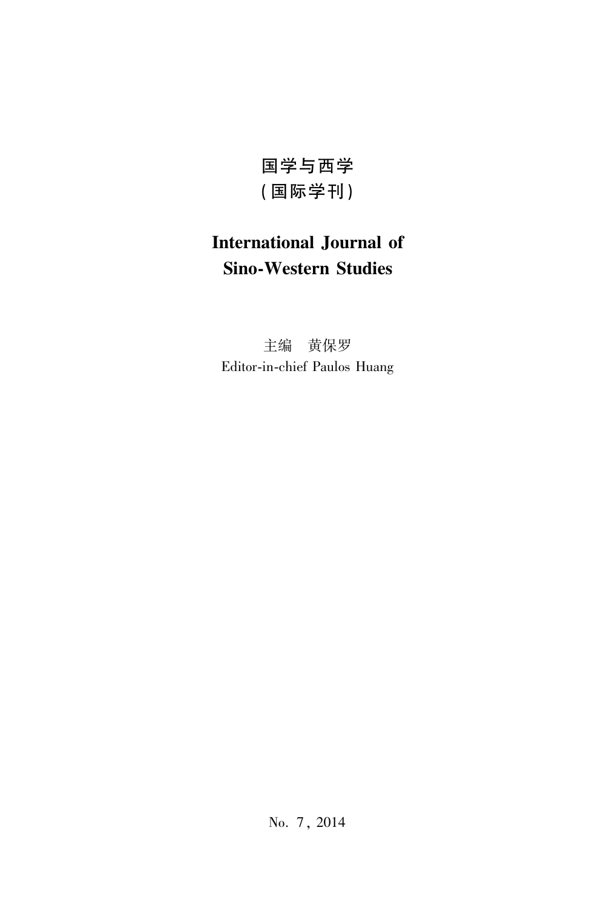# 国学与西学
# (国际学刊)

# International Journal of Sino-Western Studies

主编　黄保罗

Editor-in-chief Paulos Huang

No. 7, 2014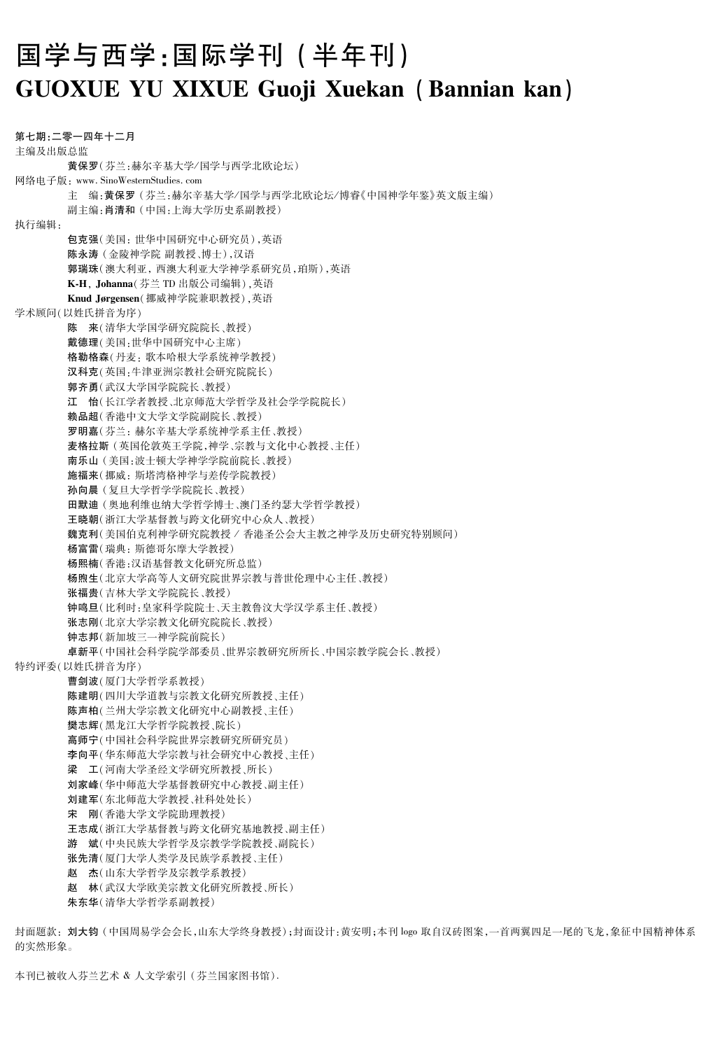# 国学与西学:国际学刊(半年刊)

# GUOXUE YU XIXUE Guoji Xuekan(Bannian kan)

**第七期:二零一四年十二月**

主编及出版总监

**黄保罗**(芬兰:赫尔辛基大学/国学与西学北欧论坛)

网络电子版:www. SinoWesternStudies. com

主　编:**黄保罗**(芬兰:赫尔辛基大学/国学与西学北欧论坛/博睿《中国神学年鉴》英文版主编)

副主编:**肖清和**(中国:上海大学历史系副教授)

执行编辑:

**包克强**(美国:世华中国研究中心研究员),英语

**陈永涛**(金陵神学院 副教授、博士),汉语

**郭瑞珠**(澳大利亚,西澳大利亚大学神学系研究员,珀斯),英语

**K-H, Johanna**(芬兰 TD 出版公司编辑),英语

**Knud Jørgensen**(挪威神学院兼职教授),英语

学术顾问(以姓氏拼音为序)

**陈　来**(清华大学国学研究院院长、教授)

**戴德理**(美国:世华中国研究中心主席)

**格勒格森**(丹麦:歌本哈根大学系统神学教授)

**汉科克**(英国:牛津亚洲宗教社会研究院院长)

**郭齐勇**(武汉大学国学院院长、教授)

**江　怡**(长江学者教授、北京师范大学哲学及社会学学院院长)

**赖品超**(香港中文大学文学院副院长、教授)

**罗明嘉**(芬兰:赫尔辛基大学系统神学系主任、教授)

**麦格拉斯**(英国伦敦英王学院,神学、宗教与文化中心教授、主任)

**南乐山**(美国:波士顿大学神学学院前院长、教授)

**施福来**(挪威:斯塔湾格神学与差传学院教授)

**孙向晨**(复旦大学哲学学院院长、教授)

**田默迪**(奥地利维也纳大学哲学博士、澳门圣约瑟大学哲学教授)

**王晓朝**(浙江大学基督教与跨文化研究中心负责人、教授)

**魏克利**(美国伯克利神学研究院教授 / 香港圣公会大主教之神学及历史研究特别顾问)

**杨富雷**(瑞典:斯德哥尔摩大学教授)

**杨熙楠**(香港:汉语基督教文化研究所总监)

**杨煦生**(北京大学高等人文研究院世界宗教与普世伦理中心主任、教授)

**张福贵**(吉林大学文学院院长、教授)

**钟鸣旦**(比利时:皇家科学院院士、天主教鲁汶大学汉学系主任、教授)

**张志刚**(北京大学宗教文化研究院院长、教授)

**钟志邦**(新加坡三一神学院前院长)

**卓新平**(中国社会科学院学部委员、世界宗教研究所所长、中国宗教学院会长、教授)

特约评委(以姓氏拼音为序)

**曹剑波**(厦门大学哲学系教授)

**陈建明**(四川大学道教与宗教文化研究所教授、主任)

**陈声柏**(兰州大学宗教文化研究中心副教授、主任)

**樊志辉**(黑龙江大学哲学院教授、院长)

**高师宁**(中国社会科学院世界宗教研究所研究员)

**李向平**(华东师范大学宗教与社会研究中心教授、主任)

**梁　工**(河南大学圣经文学研究所教授、所长)

**刘家峰**(华中师范大学基督教研究中心教授、副主任)

**刘建军**(东北师范大学教授、社科处处长)

**宋　刚**(香港大学文学院助理教授)

**王志成**(浙江大学基督教与跨文化研究基地教授、副主任)

**游　斌**(中央民族大学哲学及宗教学学院教授、副院长)

**张先清**(厦门大学人类学及民族学系教授、主任)

**赵　杰**(山东大学哲学及宗教学系教授)

**赵　林**(武汉大学欧美宗教文化研究所教授、所长)

**朱东华**(清华大学哲学系副教授)

封面题款:**刘大钧**(中国周易学会会长,山东大学终身教授);封面设计:黄安明;本刊 logo 取自汉砖图案,一首两翼四足一尾的飞龙,象征中国精神体系的实然形象。

本刊已被收入芬兰艺术 & 人文学索引(芬兰国家图书馆).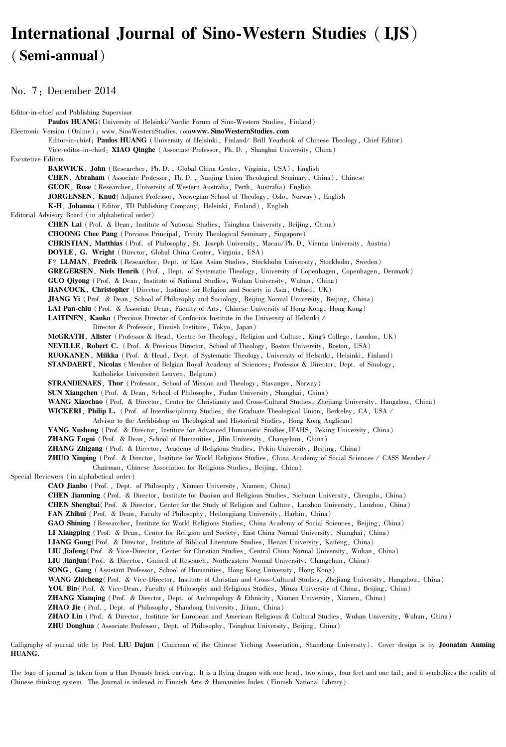# International Journal of Sino-Western Studies (IJS)
## (Semi-annual)

No. 7: December 2014

Editor-in-chief and Publishing Supervisor

**Paulos HUANG** (University of Helsinki/Nordic Forum of Sino-Western Studies, Finland)

Electronic Version (Online): www. SinoWesternStudies. com**www. SinoWesternStudies. com**

Editor-in-chief: **Paulos HUANG** (University of Helsinki, Finland/ Brill Yearbook of Chinese Theology, Chief Editor)

Vice-editor-in-chief: **XIAO Qinghe** (Associate Professor, Ph. D., Shanghai University, China)

Excutetive Editors

**BARWICK, John** (Researcher, Ph. D., Global China Center, Virginia, USA), English

**CHEN, Abraham** (Associate Professor, Th. D., Nanjing Union Theological Seminary, China), Chinese

**GUOK, Rose** (Researcher, University of Western Australia, Perth, Australia) English

**JORGENSEN, Knud** (Adjunct Professor, Norwegian School of Theology, Oslo, Norway), English

**K-H, Johanna** (Editor, TD Publishing Company, Helsinki, Finland), English

Editorial Advisory Board (in alphabetical order)

**CHEN Lai** (Prof. & Dean, Institute of National Studies, Tsinghua University, Beijing, China)

**CHOONG Chee Pang** (Previous Principal, Trinity Theological Seminary, Singapore)

**CHRISTIAN, Matthias** (Prof. of Philosophy, St. Joseph University, Macau/Ph. D, Vienna University, Austria)

**DOYLE, G. Wright** (Director, Global China Center, Virginia, USA)

**F? LLMAN, Fredrik** (Researcher, Dept. of East Asian Studies, Stockholm University, Stockholm, Sweden)

**GREGERSEN, Niels Henrik** (Prof., Dept. of Systematic Theology, University of Copenhagen, Copenhagen, Denmark)

**GUO Qiyong** (Prof. & Dean, Institute of National Studies, Wuhan University, Wuhan, China)

**HANCOCK, Christopher** (Director, Institute for Religion and Society in Asia, Oxford, UK)

**JIANG Yi** (Prof. & Dean, School of Philosophy and Sociology, Beijing Normal University, Beijing, China)

**LAI Pan-chiu** (Prof. & Associate Dean, Faculty of Arts, Chinese University of Hong Kong, Hong Kong)

**LAITINEN, Kauko** (Previous Director of Confucius Institute in the University of Helsinki / Director & Professor, Finnish Institute, Tokyo, Japan)

**McGRATH, Alister** (Professor & Head, Centre for Theology, Religion and Culture, King's College, London, UK)

**NEVILLE, Robert C.** (Prof. & Previous Director, School of Theology, Boston University, Boston, USA)

**RUOKANEN, Miikka** (Prof. & Head, Dept. of Systematic Theology, University of Helsinki, Helsinki, Finland)

**STANDAERT, Nicolas** (Member of Belgian Royal Academy of Sciences; Professor & Director, Dept. of Sinology, Katholieke Universiteit Leuven, Belgium)

**STRANDENAES, Thor** (Professor, School of Mission and Theology, Stavanger, Norway)

**SUN Xiangchen** (Prof. & Dean, School of Philosophy, Fudan University, Shanghai, China)

**WANG Xiaochao** (Prof. & Director, Center for Christianity and Cross-Cultural Studies, Zhejiang University, Hangzhou, China)

**WICKERI, Philip L.** (Prof. of Interdisciplinary Studies, the Graduate Theological Union, Berkeley, CA, USA / Advisor to the Archbishop on Theological and Historical Studies, Hong Kong Anglican)

**YANG Xusheng** (Prof. & Director, Institute for Advanced Humanistic Studies, IFAHS, Peking University, China)

**ZHANG Fugui** (Prof. & Dean, School of Humanities, Jilin University, Changchun, China)

**ZHANG Zhigang** (Prof. & Director, Academy of Religious Studies, Pekin University, Beijing, China)

**ZHUO Xinping** (Prof. & Director, Institute for World Religions Studies, China Academy of Social Sciences / CASS Member / Chairman, Chinese Association for Religions Studies, Beijing, China)

Special Reviewers (in alphabetical order)

**CAO Jianbo** (Prof., Dept. of Philosophy, Xiamen University, Xiamen, China)

**CHEN Jianming** (Prof. & Director, Institute for Daoism and Religious Studies, Sichuan University, Chengdu, China)

**CHEN Shengbai** (Prof. & Director, Center for the Study of Religion and Culture, Lanzhou University, Lanzhou, China)

**FAN Zhihui** (Prof. & Dean, Faculty of Philosophy, Heilongjiang University, Harbin, China)

**GAO Shining** (Researcher, Institute for World Religions Studies, China Academy of Social Sciences, Beijing, China)

**LI Xiangping** (Prof. & Dean, Center for Religion and Society, East China Normal University, Shanghai, China)

**LIANG Gong** (Prof. & Director, Institute of Biblical Literature Studies, Henan University, Kaifeng, China)

**LIU Jiafeng** (Prof. & Vice-Director, Center for Christian Studies, Central China Normal University, Wuhan, China)

**LIU Jianjun** (Prof. & Director, Council of Research, Northeastern Normal University, Changchun, China)

**SONG, Gang** (Assistant Professor, School of Humanities, Hong Kong University, Hong Kong)

**WANG Zhicheng** (Prof. & Vice-Director, Institute of Christian and Cross-Cultural Studies, Zhejiang University, Hangzhou, China)

**YOU Bin** (Prof. & Vice-Dean, Faculty of Philosophy and Religious Studies, Minzu University of China, Beijing, China)

**ZHANG Xianqing** (Prof. & Director, Dept. of Anthropology & Ethnicity, Xiamen University, Xiamen, China)

**ZHAO Jie** (Prof., Dept. of Philosophy, Shandong University, Ji'nan, China)

**ZHAO Lin** (Prof. & Director, Institute for European and American Religious & Cultural Studies, Wuhan University, Wuhan, China)

**ZHU Donghua** (Associate Professor, Dept. of Philosophy, Tsinghua University, Beijing, China)

Calligraphy of journal title by Prof. **LIU Dajun** (Chairman of the Chinese Yiching Association, Shandong University). Cover design is by **Joonatan Anming HUANG.**

The logo of journal is taken from a Han Dynasty brick carving. It is a flying dragon with one head, two wings, four feet and one tail; and it symbolizes the reality of Chinese thinking system. The Journal is indexed in Finnish Arts & Humanities Index (Finnish National Library).